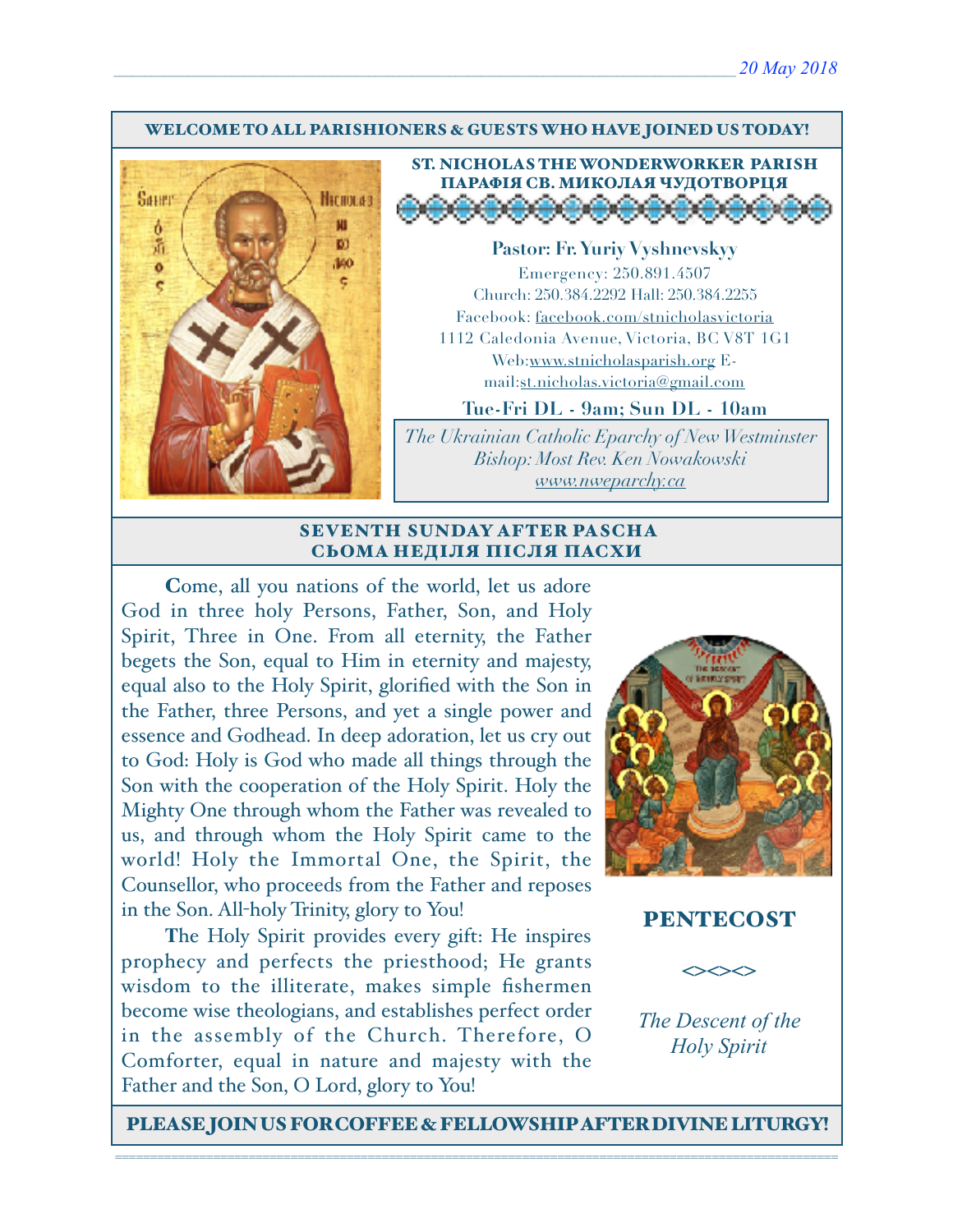20 May 2018

**WELCOME TO ALL PARISHIONERS & GUESTS WHO HAVE JOINED US TODAY!**

## ST. NICHOLAS THE WONDERWORKER PARISH
## ПАРАФІЯ СВ. МИКОЛАЯ ЧУДОТВОРЦЯ

**Pastor: Fr. Yuriy Vyshnevskyy**

Emergency: 250.891.4507
Church: 250.384.2292 Hall: 250.384.2255
Facebook: facebook.com/stnicholasvictoria
1112 Caledonia Avenue, Victoria, BC V8T 1G1
Web:www.stnicholasparish.org E-mail:st.nicholas.victoria@gmail.com

**Tue-Fri DL - 9am; Sun DL - 10am**

*The Ukrainian Catholic Eparchy of New Westminster*
*Bishop: Most Rev. Ken Nowakowski*
*www.nweparchy.ca*

## SEVENTH SUNDAY AFTER PASCHA
## СЬОМА НЕДІЛЯ ПІСЛЯ ПАСХИ

**C**ome, all you nations of the world, let us adore God in three holy Persons, Father, Son, and Holy Spirit, Three in One. From all eternity, the Father begets the Son, equal to Him in eternity and majesty, equal also to the Holy Spirit, glorified with the Son in the Father, three Persons, and yet a single power and essence and Godhead. In deep adoration, let us cry out to God: Holy is God who made all things through the Son with the cooperation of the Holy Spirit. Holy the Mighty One through whom the Father was revealed to us, and through whom the Holy Spirit came to the world! Holy the Immortal One, the Spirit, the Counsellor, who proceeds from the Father and reposes in the Son. All-holy Trinity, glory to You!

**T**he Holy Spirit provides every gift: He inspires prophecy and perfects the priesthood; He grants wisdom to the illiterate, makes simple fishermen become wise theologians, and establishes perfect order in the assembly of the Church. Therefore, O Comforter, equal in nature and majesty with the Father and the Son, O Lord, glory to You!

## PENTECOST

<><><>

*The Descent of the Holy Spirit*

**PLEASE JOIN US FOR COFFEE & FELLOWSHIP AFTER DIVINE LITURGY!**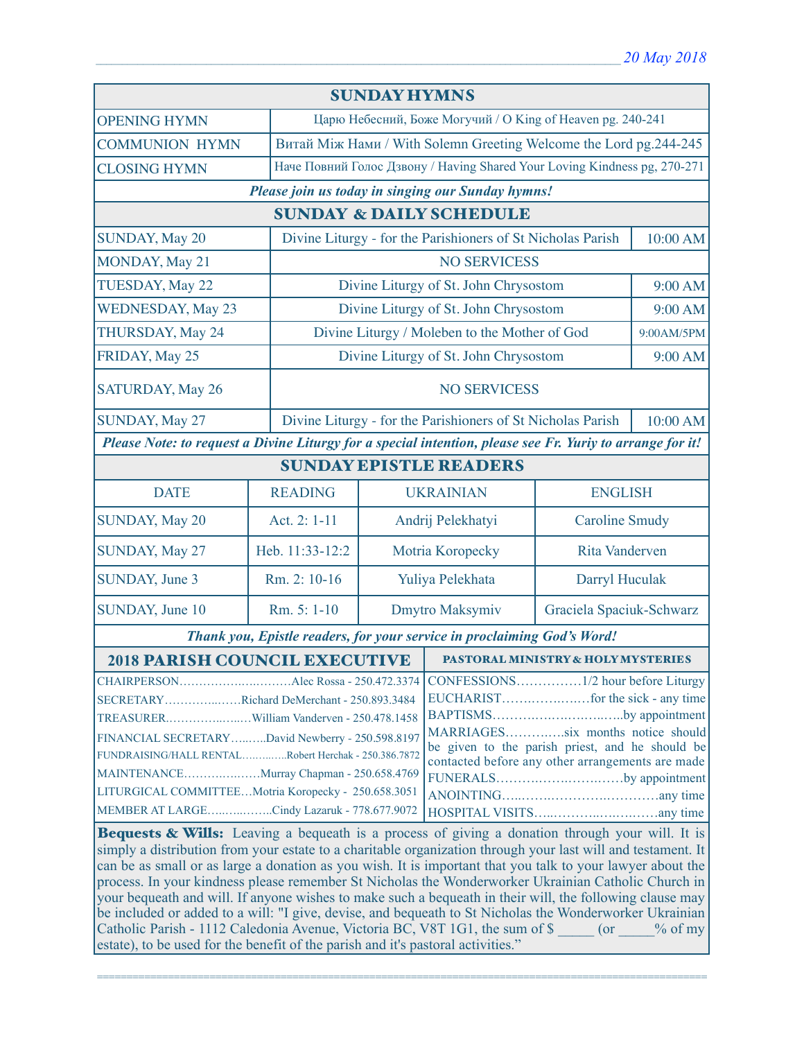*20 May 2018*

## SUNDAY HYMNS

| | |
|---|---|
| OPENING HYMN | Царю Небесний, Боже Могучий / O King of Heaven pg. 240-241 |
| COMMUNION HYMN | Витай Між Нами / With Solemn Greeting Welcome the Lord pg.244-245 |
| CLOSING HYMN | Наче Повний Голос Дзвону / Having Shared Your Loving Kindness pg, 270-271 |

***Please join us today in singing our Sunday hymns!***

## SUNDAY & DAILY SCHEDULE

| | | |
|---|---|---|
| SUNDAY, May 20 | Divine Liturgy - for the Parishioners of St Nicholas Parish | 10:00 AM |
| MONDAY, May 21 | NO SERVICESS | |
| TUESDAY, May 22 | Divine Liturgy of St. John Chrysostom | 9:00 AM |
| WEDNESDAY, May 23 | Divine Liturgy of St. John Chrysostom | 9:00 AM |
| THURSDAY, May 24 | Divine Liturgy / Moleben to the Mother of God | 9:00AM/5PM |
| FRIDAY, May 25 | Divine Liturgy of St. John Chrysostom | 9:00 AM |
| SATURDAY, May 26 | NO SERVICESS | |
| SUNDAY, May 27 | Divine Liturgy - for the Parishioners of St Nicholas Parish | 10:00 AM |

***Please Note: to request a Divine Liturgy for a special intention, please see Fr. Yuriy to arrange for it!***

## SUNDAY EPISTLE READERS

| DATE | READING | UKRAINIAN | ENGLISH |
|---|---|---|---|
| SUNDAY, May 20 | Act. 2: 1-11 | Andrij Pelekhatyi | Caroline Smudy |
| SUNDAY, May 27 | Heb. 11:33-12:2 | Motria Koropecky | Rita Vanderven |
| SUNDAY, June 3 | Rm. 2: 10-16 | Yuliya Pelekhata | Darryl Huculak |
| SUNDAY, June 10 | Rm. 5: 1-10 | Dmytro Maksymiv | Graciela Spaciuk-Schwarz |

***Thank you, Epistle readers, for your service in proclaiming God's Word!***

## 2018 PARISH COUNCIL EXECUTIVE

CHAIRPERSON……………………….Alec Rossa - 250.472.3374
SECRETARY……………Richard DeMerchant - 250.893.3484
TREASURER……………….William Vanderven - 250.478.1458
FINANCIAL SECRETARY……..David Newberry - 250.598.8197
FUNDRAISING/HALL RENTAL…………Robert Herchak - 250.386.7872
MAINTENANCE………………Murray Chapman - 250.658.4769
LITURGICAL COMMITTEE…Motria Koropecky - 250.658.3051
MEMBER AT LARGE……………Cindy Lazaruk - 778.677.9072

## PASTORAL MINISTRY & HOLY MYSTERIES

CONFESSIONS……………1/2 hour before Liturgy
EUCHARIST………………for the sick - any time
BAPTISMS…………………………by appointment
MARRIAGES…………six months notice should be given to the parish priest, and he should be contacted before any other arrangements are made
FUNERALS……………………by appointment
ANOINTING…………………………any time
HOSPITAL VISITS……………………any time

**Bequests & Wills:** Leaving a bequeath is a process of giving a donation through your will. It is simply a distribution from your estate to a charitable organization through your last will and testament. It can be as small or as large a donation as you wish. It is important that you talk to your lawyer about the process. In your kindness please remember St Nicholas the Wonderworker Ukrainian Catholic Church in your bequeath and will. If anyone wishes to make such a bequeath in their will, the following clause may be included or added to a will: "I give, devise, and bequeath to St Nicholas the Wonderworker Ukrainian Catholic Parish - 1112 Caledonia Avenue, Victoria BC, V8T 1G1, the sum of $ _____ (or _____% of my estate), to be used for the benefit of the parish and it's pastoral activities."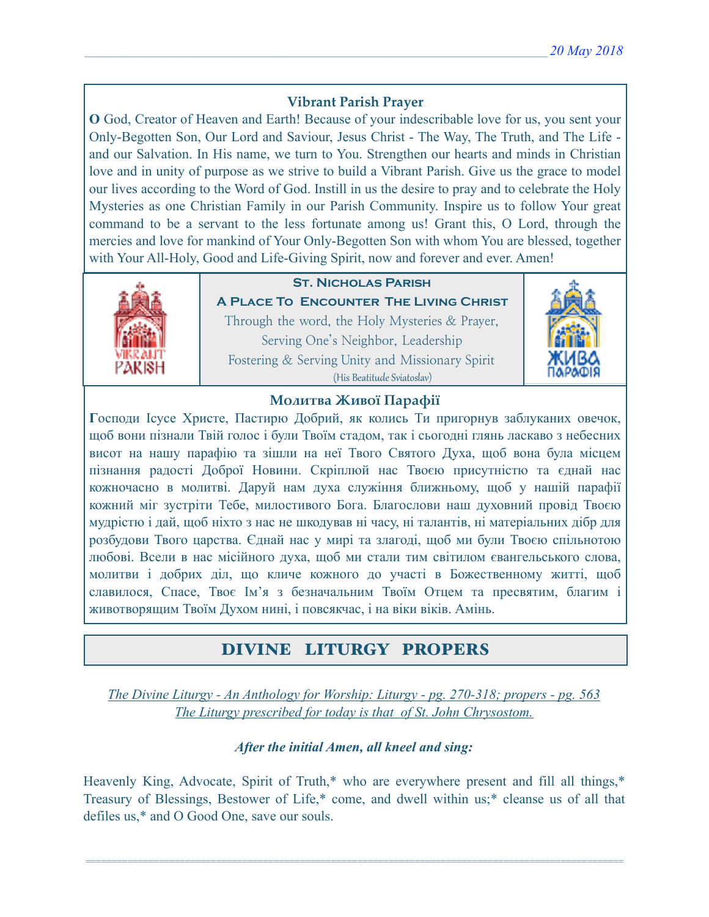### Vibrant Parish Prayer

**O** God, Creator of Heaven and Earth! Because of your indescribable love for us, you sent your Only-Begotten Son, Our Lord and Saviour, Jesus Christ - The Way, The Truth, and The Life - and our Salvation. In His name, we turn to You. Strengthen our hearts and minds in Christian love and in unity of purpose as we strive to build a Vibrant Parish. Give us the grace to model our lives according to the Word of God. Instill in us the desire to pray and to celebrate the Holy Mysteries as one Christian Family in our Parish Community. Inspire us to follow Your great command to be a servant to the less fortunate among us! Grant this, O Lord, through the mercies and love for mankind of Your Only-Begotten Son with whom You are blessed, together with Your All-Holy, Good and Life-Giving Spirit, now and forever and ever. Amen!

**St. Nicholas Parish**
**A Place To Encounter The Living Christ**
Through the word, the Holy Mysteries & Prayer,
Serving One's Neighbor, Leadership
Fostering & Serving Unity and Missionary Spirit
(His Beatitude Sviatoslav)

### Молитва Живої Парафії

**Г**осподи Ісусе Христе, Пастирю Добрий, як колись Ти пригорнув заблуканих овечок, щоб вони пізнали Твій голос і були Твоїм стадом, так і сьогодні глянь ласкаво з небесних висот на нашу парафію та зішли на неї Твого Святого Духа, щоб вона була місцем пізнання радості Доброї Новини. Скріплюй нас Твоєю присутністю та єднай нас кожночасно в молитві. Даруй нам духа служіння ближньому, щоб у нашій парафії кожний міг зустріти Тебе, милостивого Бога. Благослови наш духовний провід Твоєю мудрістю і дай, щоб ніхто з нас не шкодував ні часу, ні талантів, ні матеріальних дібр для розбудови Твого царства. Єднай нас у мирі та злагоді, щоб ми були Твоєю спільнотою любові. Всели в нас місійного духа, щоб ми стали тим світилом євангельського слова, молитви і добрих діл, що кличе кожного до участі в Божественному житті, щоб славилося, Спасе, Твоє Ім'я з безначальним Твоїм Отцем та пресвятим, благим і животворящим Твоїм Духом нині, і повсякчас, і на віки віків. Амінь.

## DIVINE LITURGY PROPERS

*The Divine Liturgy - An Anthology for Worship: Liturgy - pg. 270-318; propers - pg. 563*
*The Liturgy prescribed for today is that of St. John Chrysostom.*

***After the initial Amen, all kneel and sing:***

Heavenly King, Advocate, Spirit of Truth,* who are everywhere present and fill all things,* Treasury of Blessings, Bestower of Life,* come, and dwell within us;* cleanse us of all that defiles us,* and O Good One, save our souls.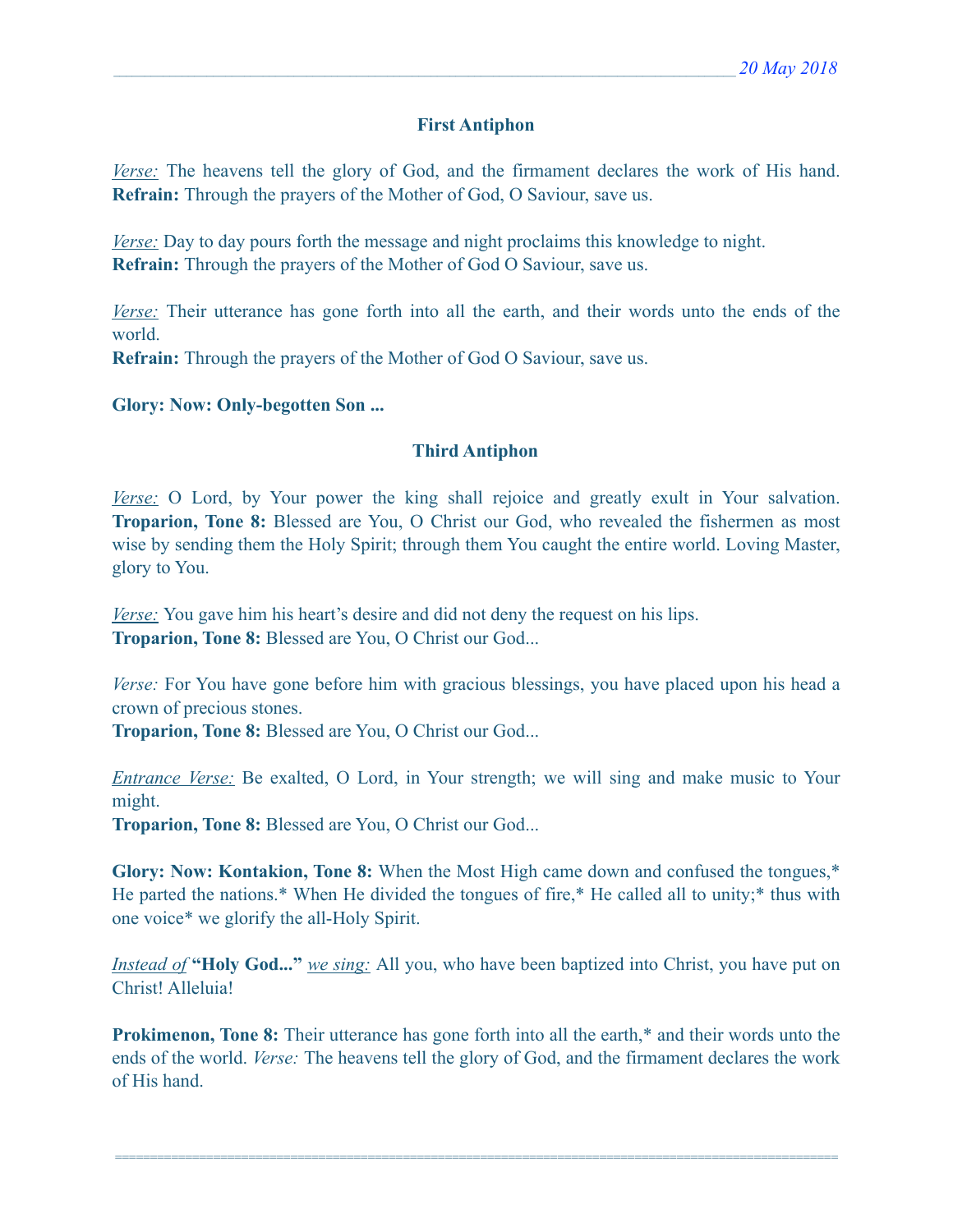### First Antiphon

*Verse:* The heavens tell the glory of God, and the firmament declares the work of His hand. **Refrain:** Through the prayers of the Mother of God, O Saviour, save us.

*Verse:* Day to day pours forth the message and night proclaims this knowledge to night.
**Refrain:** Through the prayers of the Mother of God O Saviour, save us.

*Verse:* Their utterance has gone forth into all the earth, and their words unto the ends of the world.
**Refrain:** Through the prayers of the Mother of God O Saviour, save us.

**Glory: Now: Only-begotten Son ...**

### Third Antiphon

*Verse:* O Lord, by Your power the king shall rejoice and greatly exult in Your salvation. **Troparion, Tone 8:** Blessed are You, O Christ our God, who revealed the fishermen as most wise by sending them the Holy Spirit; through them You caught the entire world. Loving Master, glory to You.

*Verse:* You gave him his heart's desire and did not deny the request on his lips.
**Troparion, Tone 8:** Blessed are You, O Christ our God...

*Verse:* For You have gone before him with gracious blessings, you have placed upon his head a crown of precious stones.
**Troparion, Tone 8:** Blessed are You, O Christ our God...

*Entrance Verse:* Be exalted, O Lord, in Your strength; we will sing and make music to Your might.
**Troparion, Tone 8:** Blessed are You, O Christ our God...

**Glory: Now: Kontakion, Tone 8:** When the Most High came down and confused the tongues,* He parted the nations.* When He divided the tongues of fire,* He called all to unity;* thus with one voice* we glorify the all-Holy Spirit.

*Instead of* **"Holy God..."** *we sing:* All you, who have been baptized into Christ, you have put on Christ! Alleluia!

**Prokimenon, Tone 8:** Their utterance has gone forth into all the earth,* and their words unto the ends of the world. *Verse:* The heavens tell the glory of God, and the firmament declares the work of His hand.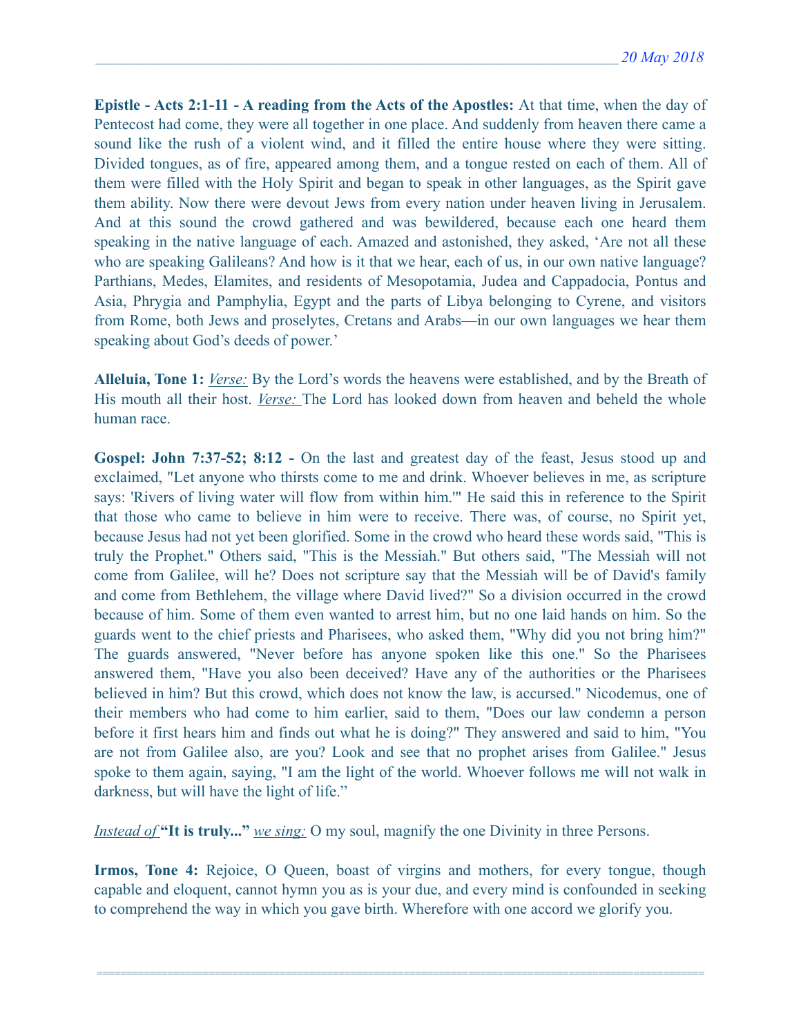**Epistle - Acts 2:1-11 - A reading from the Acts of the Apostles:** At that time, when the day of Pentecost had come, they were all together in one place. And suddenly from heaven there came a sound like the rush of a violent wind, and it filled the entire house where they were sitting. Divided tongues, as of fire, appeared among them, and a tongue rested on each of them. All of them were filled with the Holy Spirit and began to speak in other languages, as the Spirit gave them ability. Now there were devout Jews from every nation under heaven living in Jerusalem. And at this sound the crowd gathered and was bewildered, because each one heard them speaking in the native language of each. Amazed and astonished, they asked, 'Are not all these who are speaking Galileans? And how is it that we hear, each of us, in our own native language? Parthians, Medes, Elamites, and residents of Mesopotamia, Judea and Cappadocia, Pontus and Asia, Phrygia and Pamphylia, Egypt and the parts of Libya belonging to Cyrene, and visitors from Rome, both Jews and proselytes, Cretans and Arabs—in our own languages we hear them speaking about God's deeds of power.'

**Alleluia, Tone 1:** *Verse:* By the Lord's words the heavens were established, and by the Breath of His mouth all their host. *Verse:* The Lord has looked down from heaven and beheld the whole human race.

**Gospel: John 7:37-52; 8:12 -** On the last and greatest day of the feast, Jesus stood up and exclaimed, "Let anyone who thirsts come to me and drink. Whoever believes in me, as scripture says: 'Rivers of living water will flow from within him.'" He said this in reference to the Spirit that those who came to believe in him were to receive. There was, of course, no Spirit yet, because Jesus had not yet been glorified. Some in the crowd who heard these words said, "This is truly the Prophet." Others said, "This is the Messiah." But others said, "The Messiah will not come from Galilee, will he? Does not scripture say that the Messiah will be of David's family and come from Bethlehem, the village where David lived?" So a division occurred in the crowd because of him. Some of them even wanted to arrest him, but no one laid hands on him. So the guards went to the chief priests and Pharisees, who asked them, "Why did you not bring him?" The guards answered, "Never before has anyone spoken like this one." So the Pharisees answered them, "Have you also been deceived? Have any of the authorities or the Pharisees believed in him? But this crowd, which does not know the law, is accursed." Nicodemus, one of their members who had come to him earlier, said to them, "Does our law condemn a person before it first hears him and finds out what he is doing?" They answered and said to him, "You are not from Galilee also, are you? Look and see that no prophet arises from Galilee." Jesus spoke to them again, saying, "I am the light of the world. Whoever follows me will not walk in darkness, but will have the light of life."

*Instead of* **"It is truly..."** *we sing:* O my soul, magnify the one Divinity in three Persons.

**Irmos, Tone 4:** Rejoice, O Queen, boast of virgins and mothers, for every tongue, though capable and eloquent, cannot hymn you as is your due, and every mind is confounded in seeking to comprehend the way in which you gave birth. Wherefore with one accord we glorify you.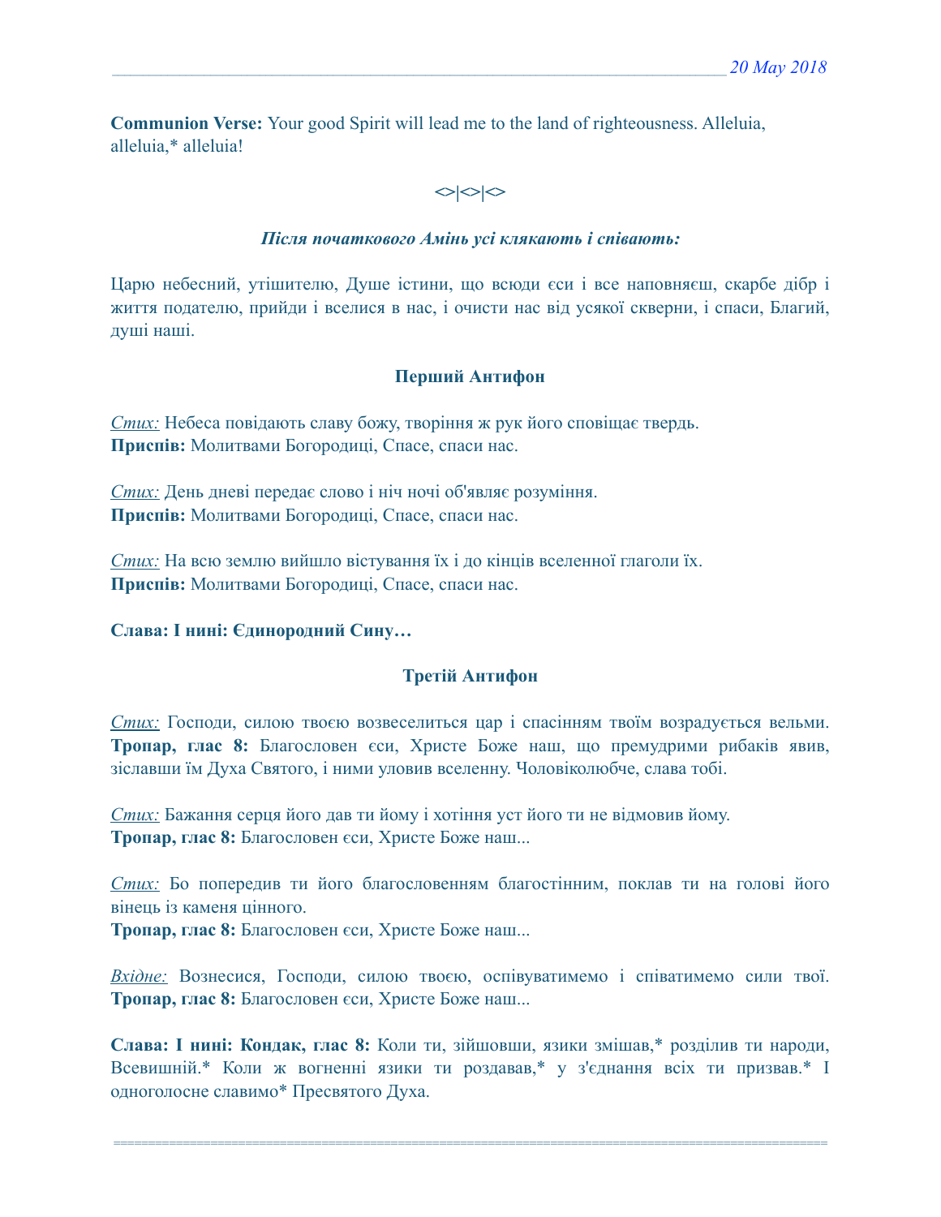**Communion Verse:** Your good Spirit will lead me to the land of righteousness. Alleluia, alleluia,* alleluia!

<>|<>|<>

***Після початкового Амінь усі клякають і співають:***

Царю небесний, утішителю, Душе істини, що всюди єси і все наповняєш, скарбе дібр і життя подателю, прийди і вселися в нас, і очисти нас від усякої скверни, і спаси, Благий, душі наші.

**Перший Антифон**

*Стих:* Небеса повідають славу божу, творіння ж рук його сповіщає твердь.
**Приспів:** Молитвами Богородиці, Спасе, спаси нас.

*Стих:* День дневі передає слово і ніч ночі об'являє розуміння.
**Приспів:** Молитвами Богородиці, Спасе, спаси нас.

*Стих:* На всю землю вийшло вістування їх і до кінців вселенної глаголи їх.
**Приспів:** Молитвами Богородиці, Спасе, спаси нас.

**Слава: І нині: Єдинородний Сину…**

**Третій Антифон**

*Стих:* Господи, силою твоєю возвеселиться цар і спасінням твоїм возрадується вельми. **Тропар, глас 8:** Благословен єси, Христе Боже наш, що премудрими рибаків явив, зіславши їм Духа Святого, і ними уловив вселенну. Чоловіколюбче, слава тобі.

*Стих:* Бажання серця його дав ти йому і хотіння уст його ти не відмовив йому.
**Тропар, глас 8:** Благословен єси, Христе Боже наш...

*Стих:* Бо попередив ти його благословенням благостінним, поклав ти на голові його вінець із каменя цінного.
**Тропар, глас 8:** Благословен єси, Христе Боже наш...

*Вхідне:* Вознесися, Господи, силою твоєю, оспівуватимемо і співатимемо сили твої. **Тропар, глас 8:** Благословен єси, Христе Боже наш...

**Слава: І нині: Кондак, глас 8:** Коли ти, зійшовши, язики змішав,* розділив ти народи, Всевишній.* Коли ж вогненні язики ти роздавав,* у з'єднання всіх ти призвав.* І одноголосне славимо* Пресвятого Духа.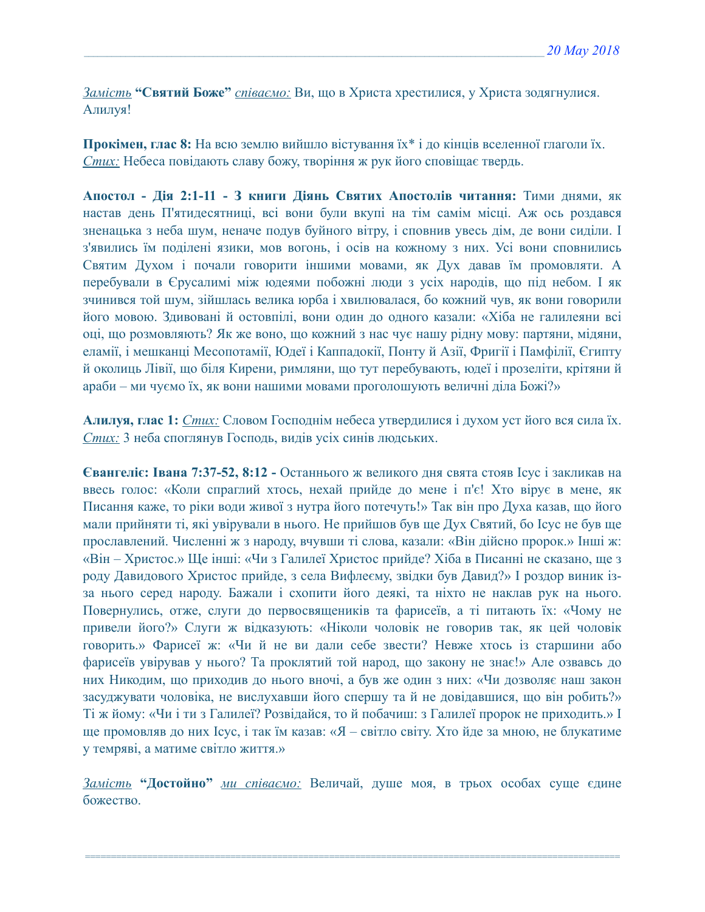*Замість* **"Святий Боже"** *співаємо:* Ви, що в Христа хрестилися, у Христа зодягнулися. Алилуя!

**Прокімен, глас 8:** На всю землю вийшло вістування їх* і до кінців вселенної глаголи їх. *Стих:* Небеса повідають славу божу, творіння ж рук його сповіщає твердь.

**Апостол - Дія 2:1-11 - З книги Діянь Святих Апостолів читання:** Тими днями, як настав день П'ятидесятниці, всі вони були вкупі на тім самім місці. Аж ось роздався зненацька з неба шум, неначе подув буйного вітру, і сповнив увесь дім, де вони сиділи. І з'явились їм поділені язики, мов вогонь, і осів на кожному з них. Усі вони сповнились Святим Духом і почали говорити іншими мовами, як Дух давав їм промовляти. А перебували в Єрусалимі між юдеями побожні люди з усіх народів, що під небом. І як зчинився той шум, зійшлась велика юрба і хвилювалася, бо кожний чув, як вони говорили його мовою. Здивовані й остовпілі, вони один до одного казали: «Хіба не галилеяни всі оці, що розмовляють? Як же воно, що кожний з нас чує нашу рідну мову: партяни, мідяни, еламії, і мешканці Месопотамії, Юдеї і Каппадокії, Понту й Азії, Фригії і Памфілії, Єгипту й околиць Лівії, що біля Кирени, римляни, що тут перебувають, юдеї і прозеліти, крітяни й араби – ми чуємо їх, як вони нашими мовами проголошують величні діла Божі?»

**Алилуя, глас 1:** *Стих:* Словом Господнім небеса утвердилися і духом уст його вся сила їх. *Стих:* З неба споглянув Господь, видів усіх синів людських.

**Євангеліє: Івана 7:37-52, 8:12 -** Останнього ж великого дня свята стояв Ісус і закликав на ввесь голос: «Коли спраглий хтось, нехай прийде до мене і п'є! Хто вірує в мене, як Писання каже, то ріки води живої з нутра його потечуть!» Так він про Духа казав, що його мали прийняти ті, які увірували в нього. Не прийшов був ще Дух Святий, бо Ісус не був ще прославлений. Численні ж з народу, вчувши ті слова, казали: «Він дійсно пророк.» Інші ж: «Він – Христос.» Ще інші: «Чи з Галилеї Христос прийде? Хіба в Писанні не сказано, ще з роду Давидового Христос прийде, з села Вифлеєму, звідки був Давид?» І роздор виник із-за нього серед народу. Бажали і схопити його деякі, та ніхто не наклав рук на нього. Повернулись, отже, слуги до первосвящеників та фарисеїв, а ті питають їх: «Чому не привели його?» Слуги ж відказують: «Ніколи чоловік не говорив так, як цей чоловік говорить.» Фарисеї ж: «Чи й не ви дали себе звести? Невже хтось із старшини або фарисеїв увірував у нього? Та проклятий той народ, що закону не знає!» Але озвавсь до них Никодим, що приходив до нього вночі, а був же один з них: «Чи дозволяє наш закон засуджувати чоловіка, не вислухавши його спершу та й не довідавшися, що він робить?» Ті ж йому: «Чи і ти з Галилеї? Розвідайся, то й побачиш: з Галилеї пророк не приходить.» І ще промовляв до них Ісус, і так їм казав: «Я – світло світу. Хто йде за мною, не блукатиме у темряві, а матиме світло життя.»

*Замість* **"Достойно"** *ми співаємо:* Величай, душе моя, в трьох особах суще єдине божество.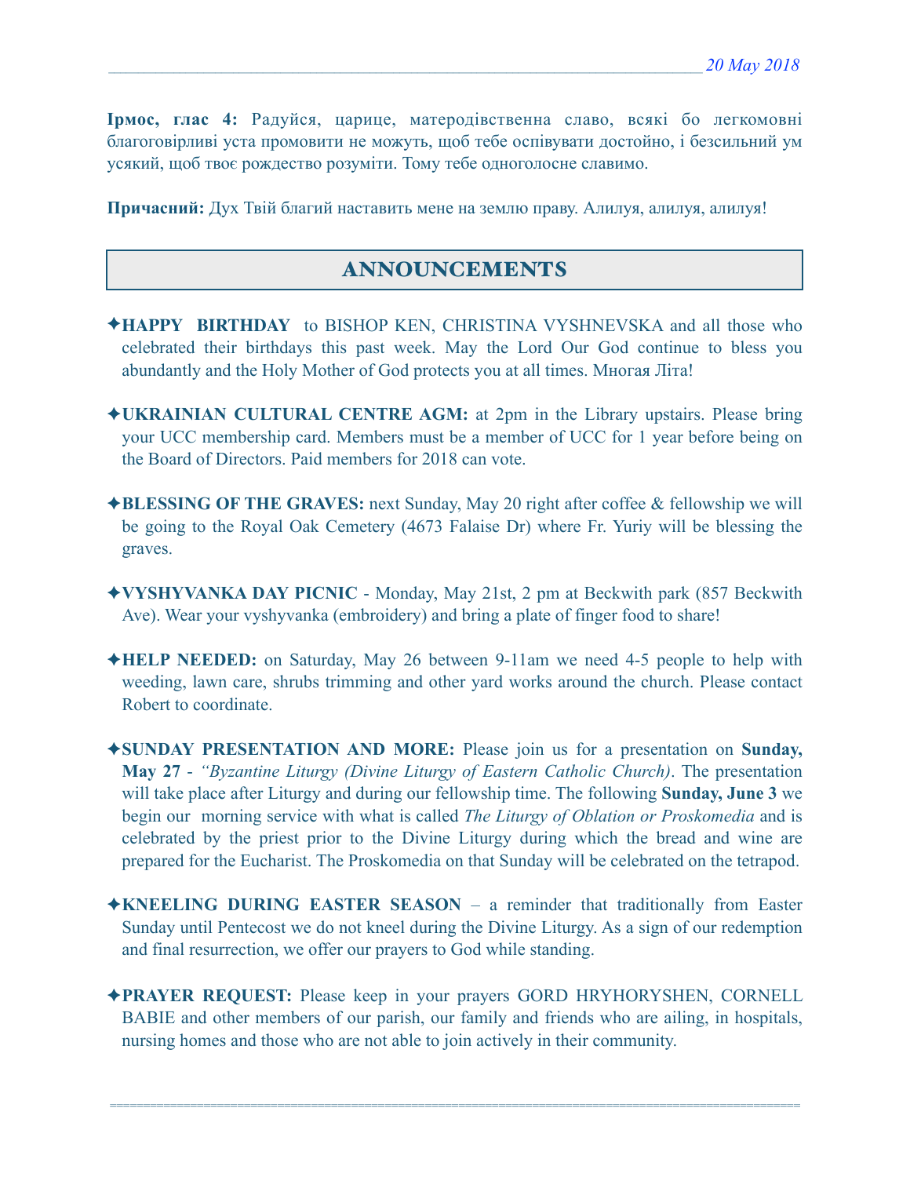**Ірмос, глас 4:** Радуйся, царице, матеродівственна славо, всякі бо легкомовні благоговірливі уста промовити не можуть, щоб тебе оспівувати достойно, і безсильний ум усякий, щоб твоє рождество розуміти. Тому тебе одноголосне славимо.

**Причасний:** Дух Твій благий наставить мене на землю праву. Алилуя, алилуя, алилуя!

## ANNOUNCEMENTS

✦**HAPPY BIRTHDAY** to BISHOP KEN, CHRISTINA VYSHNEVSKA and all those who celebrated their birthdays this past week. May the Lord Our God continue to bless you abundantly and the Holy Mother of God protects you at all times. Многая Літа!

✦**UKRAINIAN CULTURAL CENTRE AGM:** at 2pm in the Library upstairs. Please bring your UCC membership card. Members must be a member of UCC for 1 year before being on the Board of Directors. Paid members for 2018 can vote.

✦**BLESSING OF THE GRAVES:** next Sunday, May 20 right after coffee & fellowship we will be going to the Royal Oak Cemetery (4673 Falaise Dr) where Fr. Yuriy will be blessing the graves.

✦**VYSHYVANKA DAY PICNIC** - Monday, May 21st, 2 pm at Beckwith park (857 Beckwith Ave). Wear your vyshyvanka (embroidery) and bring a plate of finger food to share!

✦**HELP NEEDED:** on Saturday, May 26 between 9-11am we need 4-5 people to help with weeding, lawn care, shrubs trimming and other yard works around the church. Please contact Robert to coordinate.

✦**SUNDAY PRESENTATION AND MORE:** Please join us for a presentation on **Sunday, May 27** - *"Byzantine Liturgy (Divine Liturgy of Eastern Catholic Church)*. The presentation will take place after Liturgy and during our fellowship time. The following **Sunday, June 3** we begin our morning service with what is called *The Liturgy of Oblation or Proskomedia* and is celebrated by the priest prior to the Divine Liturgy during which the bread and wine are prepared for the Eucharist. The Proskomedia on that Sunday will be celebrated on the tetrapod.

✦**KNEELING DURING EASTER SEASON** – a reminder that traditionally from Easter Sunday until Pentecost we do not kneel during the Divine Liturgy. As a sign of our redemption and final resurrection, we offer our prayers to God while standing.

✦**PRAYER REQUEST:** Please keep in your prayers GORD HRYHORYSHEN, CORNELL BABIE and other members of our parish, our family and friends who are ailing, in hospitals, nursing homes and those who are not able to join actively in their community.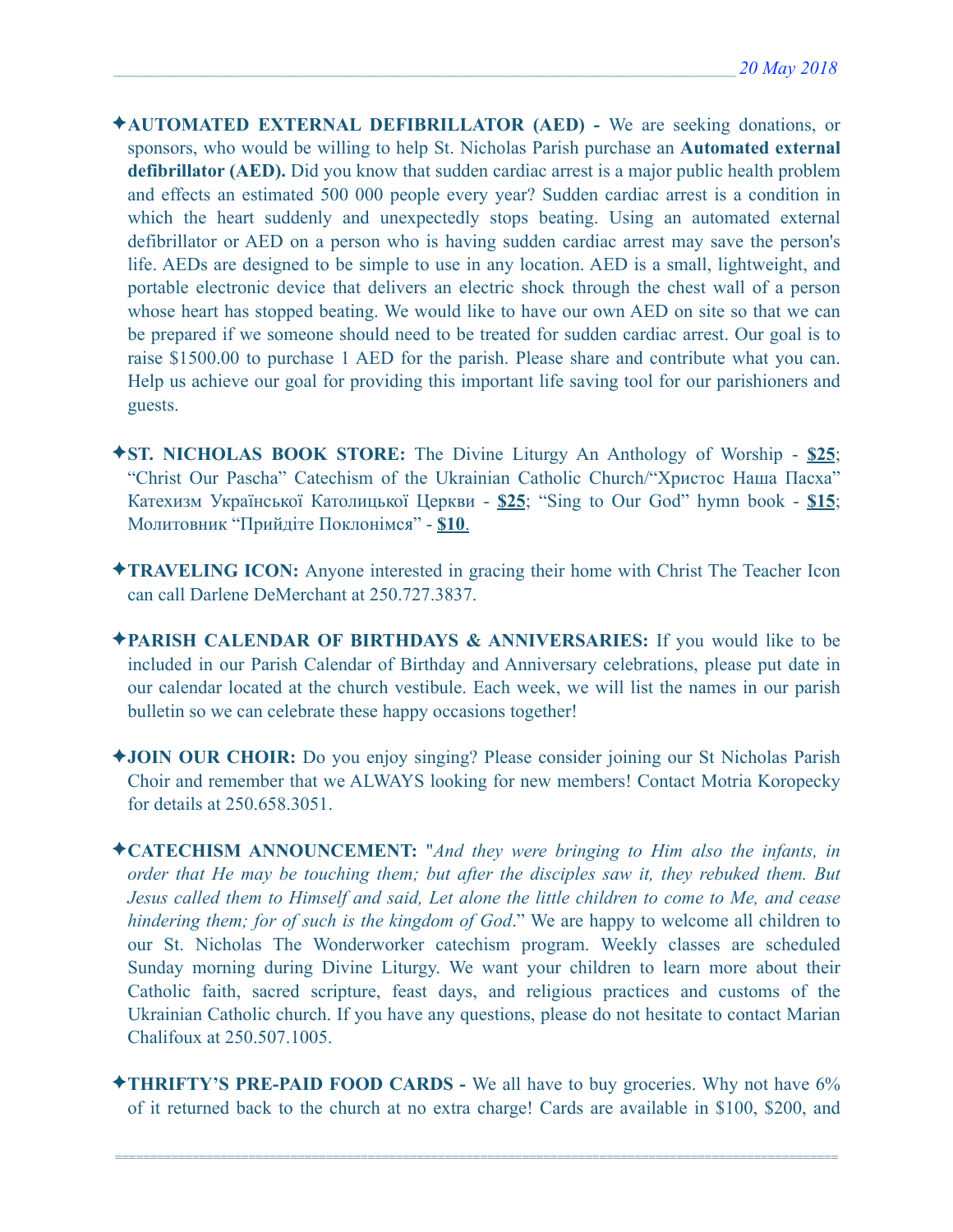✦**AUTOMATED EXTERNAL DEFIBRILLATOR (AED) -** We are seeking donations, or sponsors, who would be willing to help St. Nicholas Parish purchase an **Automated external defibrillator (AED).** Did you know that sudden cardiac arrest is a major public health problem and effects an estimated 500 000 people every year? Sudden cardiac arrest is a condition in which the heart suddenly and unexpectedly stops beating. Using an automated external defibrillator or AED on a person who is having sudden cardiac arrest may save the person's life. AEDs are designed to be simple to use in any location. AED is a small, lightweight, and portable electronic device that delivers an electric shock through the chest wall of a person whose heart has stopped beating. We would like to have our own AED on site so that we can be prepared if we someone should need to be treated for sudden cardiac arrest. Our goal is to raise $1500.00 to purchase 1 AED for the parish. Please share and contribute what you can. Help us achieve our goal for providing this important life saving tool for our parishioners and guests.

✦**ST. NICHOLAS BOOK STORE:** The Divine Liturgy An Anthology of Worship - **$25**; "Christ Our Pascha" Catechism of the Ukrainian Catholic Church/"Христос Наша Пасха" Катехизм Української Католицької Церкви - **$25**; "Sing to Our God" hymn book - **$15**; Молитовник "Прийдіте Поклонімся" - **$10**.

✦**TRAVELING ICON:** Anyone interested in gracing their home with Christ The Teacher Icon can call Darlene DeMerchant at 250.727.3837.

✦**PARISH CALENDAR OF BIRTHDAYS & ANNIVERSARIES:** If you would like to be included in our Parish Calendar of Birthday and Anniversary celebrations, please put date in our calendar located at the church vestibule. Each week, we will list the names in our parish bulletin so we can celebrate these happy occasions together!

✦**JOIN OUR CHOIR:** Do you enjoy singing? Please consider joining our St Nicholas Parish Choir and remember that we ALWAYS looking for new members! Contact Motria Koropecky for details at 250.658.3051.

✦**CATECHISM ANNOUNCEMENT:** "*And they were bringing to Him also the infants, in order that He may be touching them; but after the disciples saw it, they rebuked them. But Jesus called them to Himself and said, Let alone the little children to come to Me, and cease hindering them; for of such is the kingdom of God*." We are happy to welcome all children to our St. Nicholas The Wonderworker catechism program. Weekly classes are scheduled Sunday morning during Divine Liturgy. We want your children to learn more about their Catholic faith, sacred scripture, feast days, and religious practices and customs of the Ukrainian Catholic church. If you have any questions, please do not hesitate to contact Marian Chalifoux at 250.507.1005.

✦**THRIFTY'S PRE-PAID FOOD CARDS -** We all have to buy groceries. Why not have 6% of it returned back to the church at no extra charge! Cards are available in $100, $200, and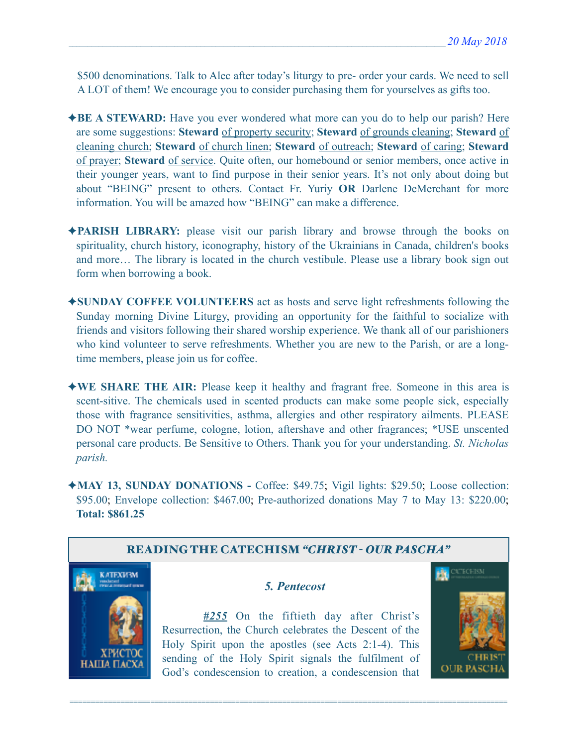$500 denominations. Talk to Alec after today's liturgy to pre- order your cards. We need to sell A LOT of them! We encourage you to consider purchasing them for yourselves as gifts too.

✦**BE A STEWARD:** Have you ever wondered what more can you do to help our parish? Here are some suggestions: **Steward** of property security; **Steward** of grounds cleaning; **Steward** of cleaning church; **Steward** of church linen; **Steward** of outreach; **Steward** of caring; **Steward** of prayer; **Steward** of service. Quite often, our homebound or senior members, once active in their younger years, want to find purpose in their senior years. It's not only about doing but about "BEING" present to others. Contact Fr. Yuriy **OR** Darlene DeMerchant for more information. You will be amazed how "BEING" can make a difference.

✦**PARISH LIBRARY:** please visit our parish library and browse through the books on spirituality, church history, iconography, history of the Ukrainians in Canada, children's books and more… The library is located in the church vestibule. Please use a library book sign out form when borrowing a book.

✦**SUNDAY COFFEE VOLUNTEERS** act as hosts and serve light refreshments following the Sunday morning Divine Liturgy, providing an opportunity for the faithful to socialize with friends and visitors following their shared worship experience. We thank all of our parishioners who kind volunteer to serve refreshments. Whether you are new to the Parish, or are a long-time members, please join us for coffee.

✦**WE SHARE THE AIR:** Please keep it healthy and fragrant free. Someone in this area is scent-sitive. The chemicals used in scented products can make some people sick, especially those with fragrance sensitivities, asthma, allergies and other respiratory ailments. PLEASE DO NOT *wear perfume, cologne, lotion, aftershave and other fragrances; *USE unscented personal care products. Be Sensitive to Others. Thank you for your understanding. *St. Nicholas parish.*

✦**MAY 13, SUNDAY DONATIONS -** Coffee: $49.75; Vigil lights: $29.50; Loose collection: $95.00; Envelope collection: $467.00; Pre-authorized donations May 7 to May 13: $220.00; **Total: $861.25**

## READING THE CATECHISM *"CHRIST - OUR PASCHA"*

### *5. Pentecost*

***#255*** On the fiftieth day after Christ's Resurrection, the Church celebrates the Descent of the Holy Spirit upon the apostles (see Acts 2:1-4). This sending of the Holy Spirit signals the fulfilment of God's condescension to creation, a condescension that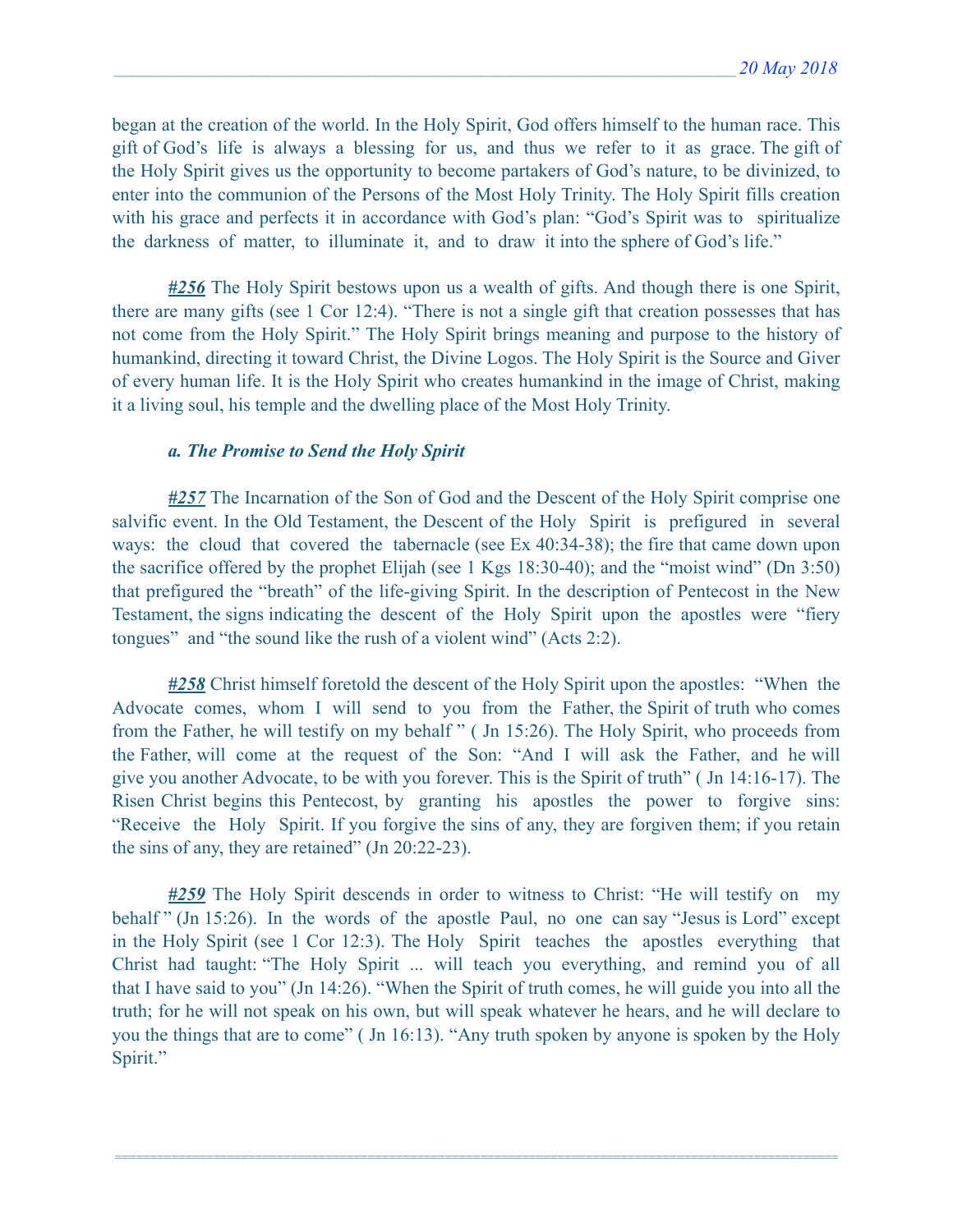began at the creation of the world. In the Holy Spirit, God offers himself to the human race. This gift of God's life is always a blessing for us, and thus we refer to it as grace. The gift of the Holy Spirit gives us the opportunity to become partakers of God's nature, to be divinized, to enter into the communion of the Persons of the Most Holy Trinity. The Holy Spirit fills creation with his grace and perfects it in accordance with God's plan: "God's Spirit was to spiritualize the darkness of matter, to illuminate it, and to draw it into the sphere of God's life."

***#256*** The Holy Spirit bestows upon us a wealth of gifts. And though there is one Spirit, there are many gifts (see 1 Cor 12:4). "There is not a single gift that creation possesses that has not come from the Holy Spirit." The Holy Spirit brings meaning and purpose to the history of humankind, directing it toward Christ, the Divine Logos. The Holy Spirit is the Source and Giver of every human life. It is the Holy Spirit who creates humankind in the image of Christ, making it a living soul, his temple and the dwelling place of the Most Holy Trinity.

### *a. The Promise to Send the Holy Spirit*

***#257*** The Incarnation of the Son of God and the Descent of the Holy Spirit comprise one salvific event. In the Old Testament, the Descent of the Holy Spirit is prefigured in several ways: the cloud that covered the tabernacle (see Ex 40:34-38); the fire that came down upon the sacrifice offered by the prophet Elijah (see 1 Kgs 18:30-40); and the "moist wind" (Dn 3:50) that prefigured the "breath" of the life-giving Spirit. In the description of Pentecost in the New Testament, the signs indicating the descent of the Holy Spirit upon the apostles were "fiery tongues" and "the sound like the rush of a violent wind" (Acts 2:2).

***#258*** Christ himself foretold the descent of the Holy Spirit upon the apostles: "When the Advocate comes, whom I will send to you from the Father, the Spirit of truth who comes from the Father, he will testify on my behalf " ( Jn 15:26). The Holy Spirit, who proceeds from the Father, will come at the request of the Son: "And I will ask the Father, and he will give you another Advocate, to be with you forever. This is the Spirit of truth" ( Jn 14:16-17). The Risen Christ begins this Pentecost, by granting his apostles the power to forgive sins: "Receive the Holy Spirit. If you forgive the sins of any, they are forgiven them; if you retain the sins of any, they are retained" (Jn 20:22-23).

***#259*** The Holy Spirit descends in order to witness to Christ: "He will testify on my behalf " (Jn 15:26). In the words of the apostle Paul, no one can say "Jesus is Lord" except in the Holy Spirit (see 1 Cor 12:3). The Holy Spirit teaches the apostles everything that Christ had taught: "The Holy Spirit ... will teach you everything, and remind you of all that I have said to you" (Jn 14:26). "When the Spirit of truth comes, he will guide you into all the truth; for he will not speak on his own, but will speak whatever he hears, and he will declare to you the things that are to come" ( Jn 16:13). "Any truth spoken by anyone is spoken by the Holy Spirit."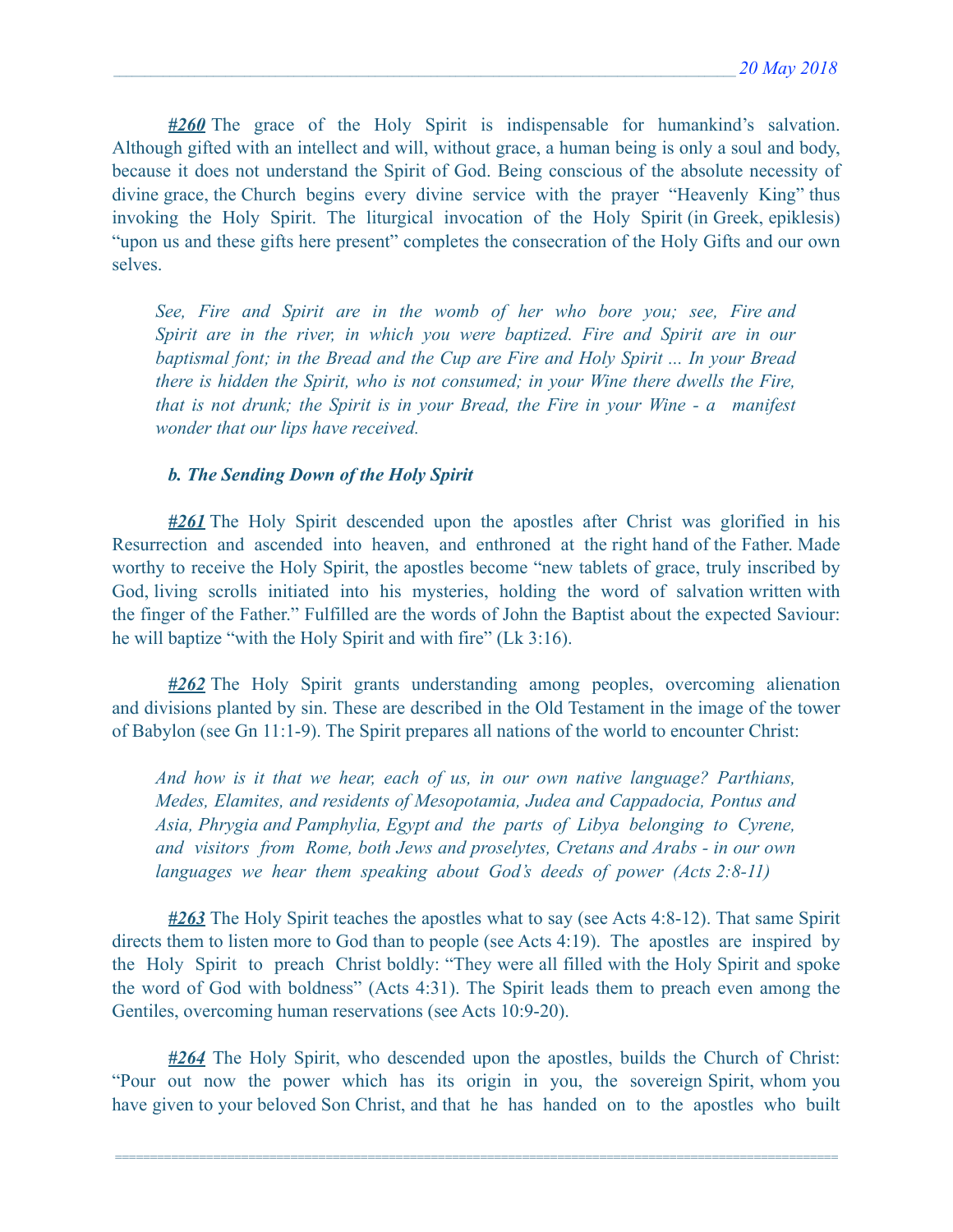***#260*** The grace of the Holy Spirit is indispensable for humankind's salvation. Although gifted with an intellect and will, without grace, a human being is only a soul and body, because it does not understand the Spirit of God. Being conscious of the absolute necessity of divine grace, the Church begins every divine service with the prayer "Heavenly King" thus invoking the Holy Spirit. The liturgical invocation of the Holy Spirit (in Greek, epiklesis) "upon us and these gifts here present" completes the consecration of the Holy Gifts and our own selves.

> *See, Fire and Spirit are in the womb of her who bore you; see, Fire and Spirit are in the river, in which you were baptized. Fire and Spirit are in our baptismal font; in the Bread and the Cup are Fire and Holy Spirit ... In your Bread there is hidden the Spirit, who is not consumed; in your Wine there dwells the Fire, that is not drunk; the Spirit is in your Bread, the Fire in your Wine - a manifest wonder that our lips have received.*

***b. The Sending Down of the Holy Spirit***

***#261*** The Holy Spirit descended upon the apostles after Christ was glorified in his Resurrection and ascended into heaven, and enthroned at the right hand of the Father. Made worthy to receive the Holy Spirit, the apostles become "new tablets of grace, truly inscribed by God, living scrolls initiated into his mysteries, holding the word of salvation written with the finger of the Father." Fulfilled are the words of John the Baptist about the expected Saviour: he will baptize "with the Holy Spirit and with fire" (Lk 3:16).

***#262*** The Holy Spirit grants understanding among peoples, overcoming alienation and divisions planted by sin. These are described in the Old Testament in the image of the tower of Babylon (see Gn 11:1-9). The Spirit prepares all nations of the world to encounter Christ:

> *And how is it that we hear, each of us, in our own native language? Parthians, Medes, Elamites, and residents of Mesopotamia, Judea and Cappadocia, Pontus and Asia, Phrygia and Pamphylia, Egypt and the parts of Libya belonging to Cyrene, and visitors from Rome, both Jews and proselytes, Cretans and Arabs - in our own languages we hear them speaking about God's deeds of power (Acts 2:8-11)*

***#263*** The Holy Spirit teaches the apostles what to say (see Acts 4:8-12). That same Spirit directs them to listen more to God than to people (see Acts 4:19). The apostles are inspired by the Holy Spirit to preach Christ boldly: "They were all filled with the Holy Spirit and spoke the word of God with boldness" (Acts 4:31). The Spirit leads them to preach even among the Gentiles, overcoming human reservations (see Acts 10:9-20).

***#264*** The Holy Spirit, who descended upon the apostles, builds the Church of Christ: "Pour out now the power which has its origin in you, the sovereign Spirit, whom you have given to your beloved Son Christ, and that he has handed on to the apostles who built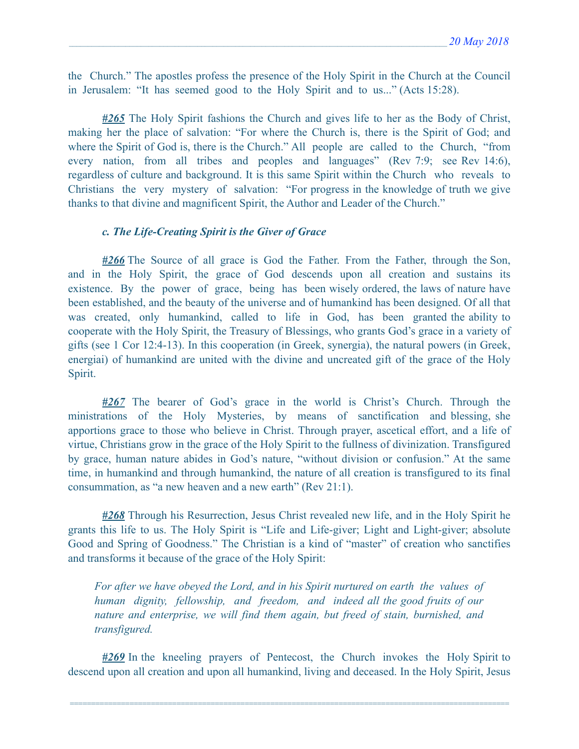the Church." The apostles profess the presence of the Holy Spirit in the Church at the Council in Jerusalem: "It has seemed good to the Holy Spirit and to us..." (Acts 15:28).

***#265*** The Holy Spirit fashions the Church and gives life to her as the Body of Christ, making her the place of salvation: "For where the Church is, there is the Spirit of God; and where the Spirit of God is, there is the Church." All people are called to the Church, "from every nation, from all tribes and peoples and languages" (Rev 7:9; see Rev 14:6), regardless of culture and background. It is this same Spirit within the Church who reveals to Christians the very mystery of salvation: "For progress in the knowledge of truth we give thanks to that divine and magnificent Spirit, the Author and Leader of the Church."

### *c. The Life-Creating Spirit is the Giver of Grace*

***#266*** The Source of all grace is God the Father. From the Father, through the Son, and in the Holy Spirit, the grace of God descends upon all creation and sustains its existence. By the power of grace, being has been wisely ordered, the laws of nature have been established, and the beauty of the universe and of humankind has been designed. Of all that was created, only humankind, called to life in God, has been granted the ability to cooperate with the Holy Spirit, the Treasury of Blessings, who grants God's grace in a variety of gifts (see 1 Cor 12:4-13). In this cooperation (in Greek, synergia), the natural powers (in Greek, energiai) of humankind are united with the divine and uncreated gift of the grace of the Holy Spirit.

***#267*** The bearer of God's grace in the world is Christ's Church. Through the ministrations of the Holy Mysteries, by means of sanctification and blessing, she apportions grace to those who believe in Christ. Through prayer, ascetical effort, and a life of virtue, Christians grow in the grace of the Holy Spirit to the fullness of divinization. Transfigured by grace, human nature abides in God's nature, "without division or confusion." At the same time, in humankind and through humankind, the nature of all creation is transfigured to its final consummation, as "a new heaven and a new earth" (Rev 21:1).

***#268*** Through his Resurrection, Jesus Christ revealed new life, and in the Holy Spirit he grants this life to us. The Holy Spirit is "Life and Life-giver; Light and Light-giver; absolute Good and Spring of Goodness." The Christian is a kind of "master" of creation who sanctifies and transforms it because of the grace of the Holy Spirit:

> *For after we have obeyed the Lord, and in his Spirit nurtured on earth the values of human dignity, fellowship, and freedom, and indeed all the good fruits of our nature and enterprise, we will find them again, but freed of stain, burnished, and transfigured.*

***#269*** In the kneeling prayers of Pentecost, the Church invokes the Holy Spirit to descend upon all creation and upon all humankind, living and deceased. In the Holy Spirit, Jesus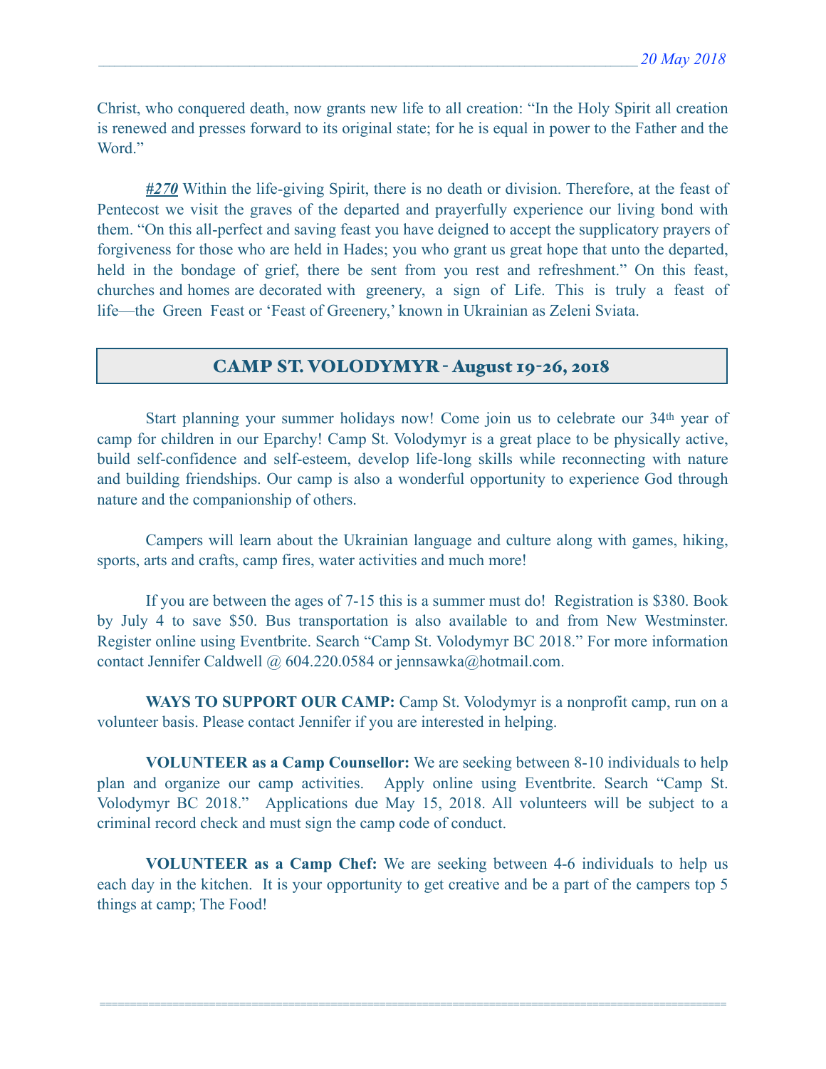Christ, who conquered death, now grants new life to all creation: "In the Holy Spirit all creation is renewed and presses forward to its original state; for he is equal in power to the Father and the Word."

***#270*** Within the life-giving Spirit, there is no death or division. Therefore, at the feast of Pentecost we visit the graves of the departed and prayerfully experience our living bond with them. "On this all-perfect and saving feast you have deigned to accept the supplicatory prayers of forgiveness for those who are held in Hades; you who grant us great hope that unto the departed, held in the bondage of grief, there be sent from you rest and refreshment." On this feast, churches and homes are decorated with greenery, a sign of Life. This is truly a feast of life—the Green Feast or 'Feast of Greenery,' known in Ukrainian as Zeleni Sviata.

## CAMP ST. VOLODYMYR - August 19-26, 2018

Start planning your summer holidays now! Come join us to celebrate our 34th year of camp for children in our Eparchy! Camp St. Volodymyr is a great place to be physically active, build self-confidence and self-esteem, develop life-long skills while reconnecting with nature and building friendships. Our camp is also a wonderful opportunity to experience God through nature and the companionship of others.

Campers will learn about the Ukrainian language and culture along with games, hiking, sports, arts and crafts, camp fires, water activities and much more!

If you are between the ages of 7-15 this is a summer must do! Registration is $380. Book by July 4 to save $50. Bus transportation is also available to and from New Westminster. Register online using Eventbrite. Search "Camp St. Volodymyr BC 2018." For more information contact Jennifer Caldwell @ 604.220.0584 or jennsawka@hotmail.com.

**WAYS TO SUPPORT OUR CAMP:** Camp St. Volodymyr is a nonprofit camp, run on a volunteer basis. Please contact Jennifer if you are interested in helping.

**VOLUNTEER as a Camp Counsellor:** We are seeking between 8-10 individuals to help plan and organize our camp activities. Apply online using Eventbrite. Search "Camp St. Volodymyr BC 2018." Applications due May 15, 2018. All volunteers will be subject to a criminal record check and must sign the camp code of conduct.

**VOLUNTEER as a Camp Chef:** We are seeking between 4-6 individuals to help us each day in the kitchen. It is your opportunity to get creative and be a part of the campers top 5 things at camp; The Food!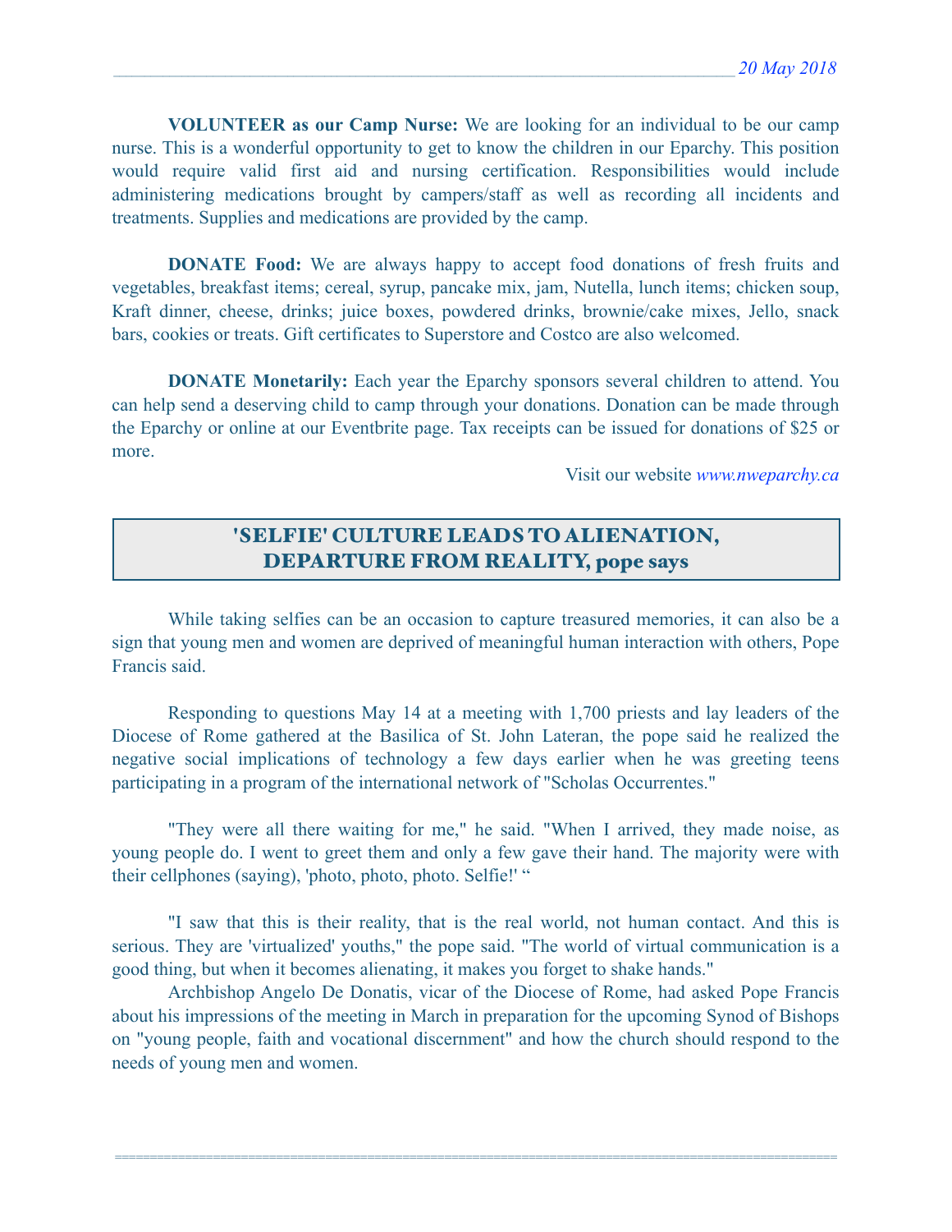**VOLUNTEER as our Camp Nurse:** We are looking for an individual to be our camp nurse. This is a wonderful opportunity to get to know the children in our Eparchy. This position would require valid first aid and nursing certification. Responsibilities would include administering medications brought by campers/staff as well as recording all incidents and treatments. Supplies and medications are provided by the camp.

**DONATE Food:** We are always happy to accept food donations of fresh fruits and vegetables, breakfast items; cereal, syrup, pancake mix, jam, Nutella, lunch items; chicken soup, Kraft dinner, cheese, drinks; juice boxes, powdered drinks, brownie/cake mixes, Jello, snack bars, cookies or treats. Gift certificates to Superstore and Costco are also welcomed.

**DONATE Monetarily:** Each year the Eparchy sponsors several children to attend. You can help send a deserving child to camp through your donations. Donation can be made through the Eparchy or online at our Eventbrite page. Tax receipts can be issued for donations of $25 or more.

Visit our website *www.nweparchy.ca*

## 'SELFIE' CULTURE LEADS TO ALIENATION, DEPARTURE FROM REALITY, pope says

While taking selfies can be an occasion to capture treasured memories, it can also be a sign that young men and women are deprived of meaningful human interaction with others, Pope Francis said.

Responding to questions May 14 at a meeting with 1,700 priests and lay leaders of the Diocese of Rome gathered at the Basilica of St. John Lateran, the pope said he realized the negative social implications of technology a few days earlier when he was greeting teens participating in a program of the international network of "Scholas Occurrentes."

"They were all there waiting for me," he said. "When I arrived, they made noise, as young people do. I went to greet them and only a few gave their hand. The majority were with their cellphones (saying), 'photo, photo, photo. Selfie!' "

"I saw that this is their reality, that is the real world, not human contact. And this is serious. They are 'virtualized' youths," the pope said. "The world of virtual communication is a good thing, but when it becomes alienating, it makes you forget to shake hands."

Archbishop Angelo De Donatis, vicar of the Diocese of Rome, had asked Pope Francis about his impressions of the meeting in March in preparation for the upcoming Synod of Bishops on "young people, faith and vocational discernment" and how the church should respond to the needs of young men and women.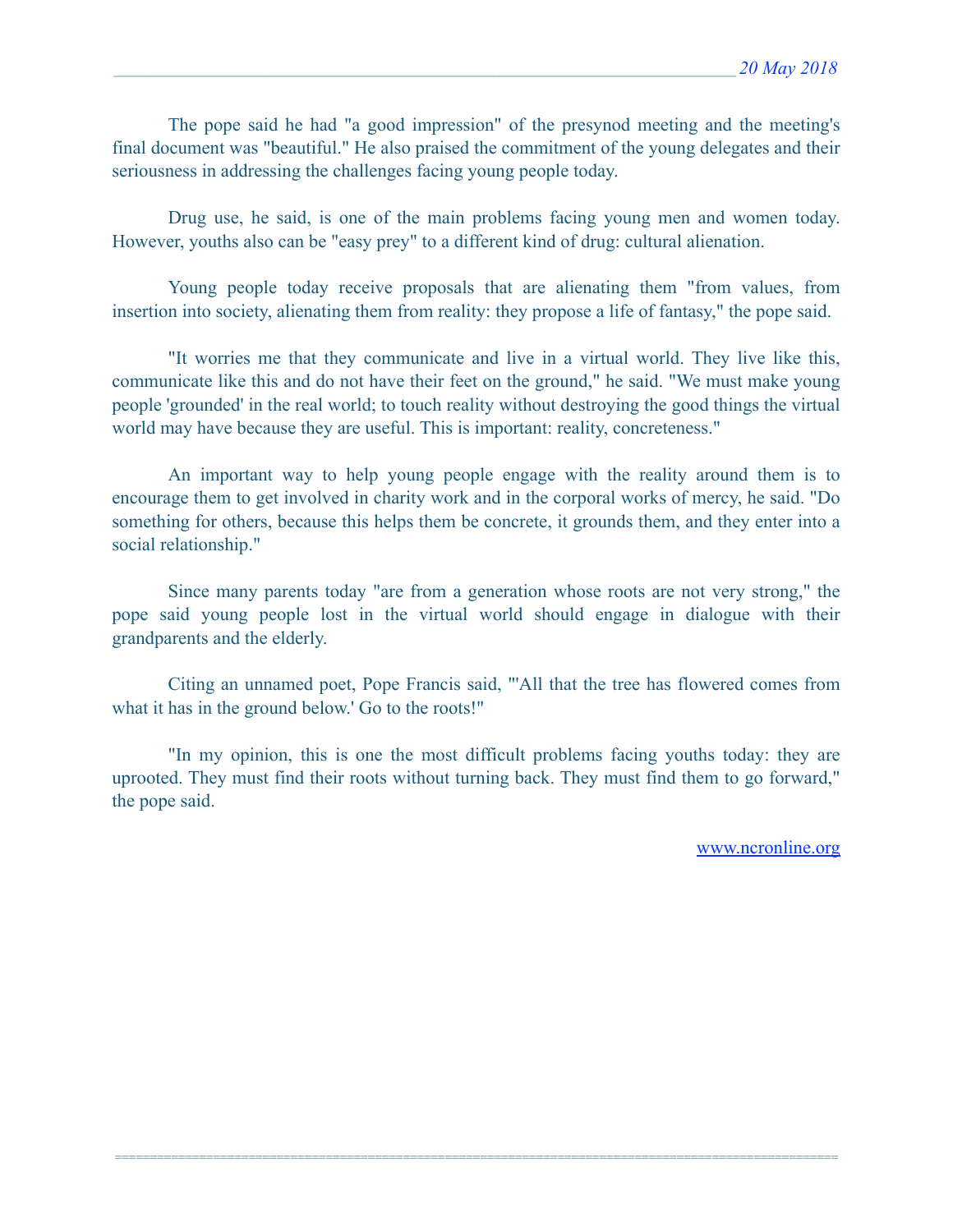The pope said he had "a good impression" of the presynod meeting and the meeting's final document was "beautiful." He also praised the commitment of the young delegates and their seriousness in addressing the challenges facing young people today.

Drug use, he said, is one of the main problems facing young men and women today. However, youths also can be "easy prey" to a different kind of drug: cultural alienation.

Young people today receive proposals that are alienating them "from values, from insertion into society, alienating them from reality: they propose a life of fantasy," the pope said.

"It worries me that they communicate and live in a virtual world. They live like this, communicate like this and do not have their feet on the ground," he said. "We must make young people 'grounded' in the real world; to touch reality without destroying the good things the virtual world may have because they are useful. This is important: reality, concreteness."

An important way to help young people engage with the reality around them is to encourage them to get involved in charity work and in the corporal works of mercy, he said. "Do something for others, because this helps them be concrete, it grounds them, and they enter into a social relationship."

Since many parents today "are from a generation whose roots are not very strong," the pope said young people lost in the virtual world should engage in dialogue with their grandparents and the elderly.

Citing an unnamed poet, Pope Francis said, "'All that the tree has flowered comes from what it has in the ground below.' Go to the roots!"

"In my opinion, this is one the most difficult problems facing youths today: they are uprooted. They must find their roots without turning back. They must find them to go forward," the pope said.

www.ncronline.org